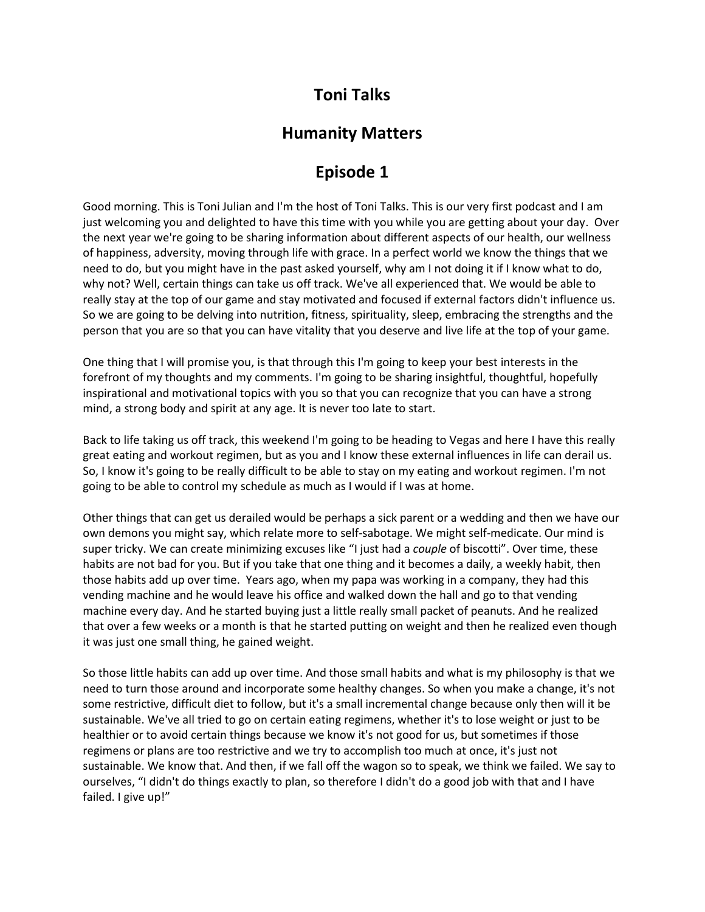# Toni Talks

## Humanity Matters

## Episode 1

Good morning. This is Toni Julian and I'm the host of Toni Talks. This is our very first podcast and I am just welcoming you and delighted to have this time with you while you are getting about your day. Over the next year we're going to be sharing information about different aspects of our health, our wellness of happiness, adversity, moving through life with grace. In a perfect world we know the things that we need to do, but you might have in the past asked yourself, why am I not doing it if I know what to do, why not? Well, certain things can take us off track. We've all experienced that. We would be able to really stay at the top of our game and stay motivated and focused if external factors didn't influence us. So we are going to be delving into nutrition, fitness, spirituality, sleep, embracing the strengths and the person that you are so that you can have vitality that you deserve and live life at the top of your game.

One thing that I will promise you, is that through this I'm going to keep your best interests in the forefront of my thoughts and my comments. I'm going to be sharing insightful, thoughtful, hopefully inspirational and motivational topics with you so that you can recognize that you can have a strong mind, a strong body and spirit at any age. It is never too late to start.

Back to life taking us off track, this weekend I'm going to be heading to Vegas and here I have this really great eating and workout regimen, but as you and I know these external influences in life can derail us. So, I know it's going to be really difficult to be able to stay on my eating and workout regimen. I'm not going to be able to control my schedule as much as I would if I was at home.

Other things that can get us derailed would be perhaps a sick parent or a wedding and then we have our own demons you might say, which relate more to self-sabotage. We might self-medicate. Our mind is super tricky. We can create minimizing excuses like "I just had a *couple* of biscotti". Over time, these habits are not bad for you. But if you take that one thing and it becomes a daily, a weekly habit, then those habits add up over time. Years ago, when my papa was working in a company, they had this vending machine and he would leave his office and walked down the hall and go to that vending machine every day. And he started buying just a little really small packet of peanuts. And he realized that over a few weeks or a month is that he started putting on weight and then he realized even though it was just one small thing, he gained weight.

So those little habits can add up over time. And those small habits and what is my philosophy is that we need to turn those around and incorporate some healthy changes. So when you make a change, it's not some restrictive, difficult diet to follow, but it's a small incremental change because only then will it be sustainable. We've all tried to go on certain eating regimens, whether it's to lose weight or just to be healthier or to avoid certain things because we know it's not good for us, but sometimes if those regimens or plans are too restrictive and we try to accomplish too much at once, it's just not sustainable. We know that. And then, if we fall off the wagon so to speak, we think we failed. We say to ourselves, "I didn't do things exactly to plan, so therefore I didn't do a good job with that and I have failed. I give up!"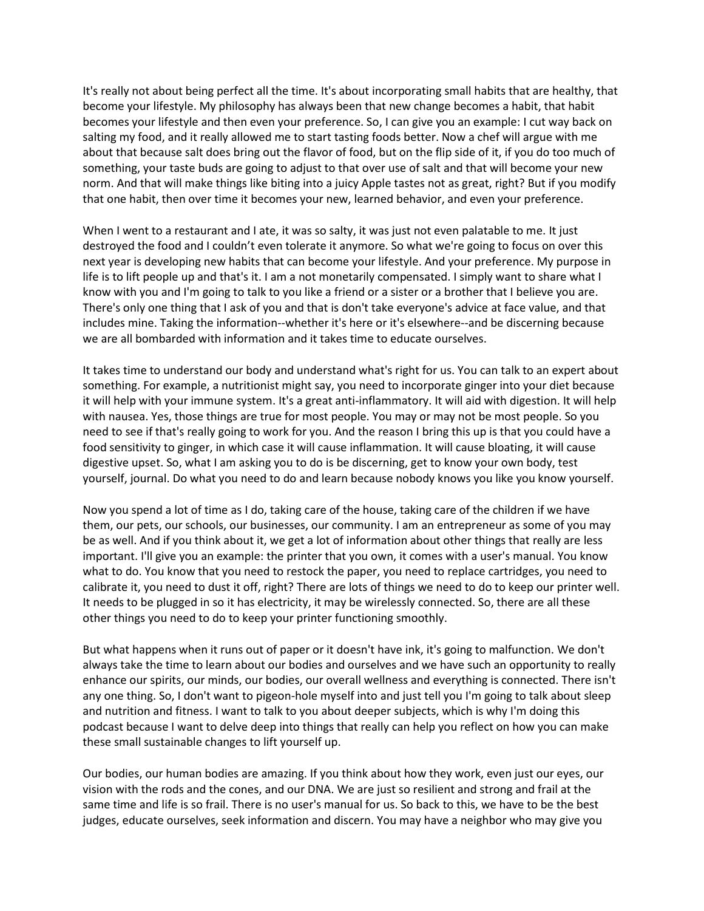It's really not about being perfect all the time. It's about incorporating small habits that are healthy, that become your lifestyle. My philosophy has always been that new change becomes a habit, that habit becomes your lifestyle and then even your preference. So, I can give you an example: I cut way back on salting my food, and it really allowed me to start tasting foods better. Now a chef will argue with me about that because salt does bring out the flavor of food, but on the flip side of it, if you do too much of something, your taste buds are going to adjust to that over use of salt and that will become your new norm. And that will make things like biting into a juicy Apple tastes not as great, right? But if you modify that one habit, then over time it becomes your new, learned behavior, and even your preference.

When I went to a restaurant and I ate, it was so salty, it was just not even palatable to me. It just destroyed the food and I couldn't even tolerate it anymore. So what we're going to focus on over this next year is developing new habits that can become your lifestyle. And your preference. My purpose in life is to lift people up and that's it. I am a not monetarily compensated. I simply want to share what I know with you and I'm going to talk to you like a friend or a sister or a brother that I believe you are. There's only one thing that I ask of you and that is don't take everyone's advice at face value, and that includes mine. Taking the information--whether it's here or it's elsewhere--and be discerning because we are all bombarded with information and it takes time to educate ourselves.

It takes time to understand our body and understand what's right for us. You can talk to an expert about something. For example, a nutritionist might say, you need to incorporate ginger into your diet because it will help with your immune system. It's a great anti-inflammatory. It will aid with digestion. It will help with nausea. Yes, those things are true for most people. You may or may not be most people. So you need to see if that's really going to work for you. And the reason I bring this up is that you could have a food sensitivity to ginger, in which case it will cause inflammation. It will cause bloating, it will cause digestive upset. So, what I am asking you to do is be discerning, get to know your own body, test yourself, journal. Do what you need to do and learn because nobody knows you like you know yourself.

Now you spend a lot of time as I do, taking care of the house, taking care of the children if we have them, our pets, our schools, our businesses, our community. I am an entrepreneur as some of you may be as well. And if you think about it, we get a lot of information about other things that really are less important. I'll give you an example: the printer that you own, it comes with a user's manual. You know what to do. You know that you need to restock the paper, you need to replace cartridges, you need to calibrate it, you need to dust it off, right? There are lots of things we need to do to keep our printer well. It needs to be plugged in so it has electricity, it may be wirelessly connected. So, there are all these other things you need to do to keep your printer functioning smoothly.

But what happens when it runs out of paper or it doesn't have ink, it's going to malfunction. We don't always take the time to learn about our bodies and ourselves and we have such an opportunity to really enhance our spirits, our minds, our bodies, our overall wellness and everything is connected. There isn't any one thing. So, I don't want to pigeon-hole myself into and just tell you I'm going to talk about sleep and nutrition and fitness. I want to talk to you about deeper subjects, which is why I'm doing this podcast because I want to delve deep into things that really can help you reflect on how you can make these small sustainable changes to lift yourself up.

Our bodies, our human bodies are amazing. If you think about how they work, even just our eyes, our vision with the rods and the cones, and our DNA. We are just so resilient and strong and frail at the same time and life is so frail. There is no user's manual for us. So back to this, we have to be the best judges, educate ourselves, seek information and discern. You may have a neighbor who may give you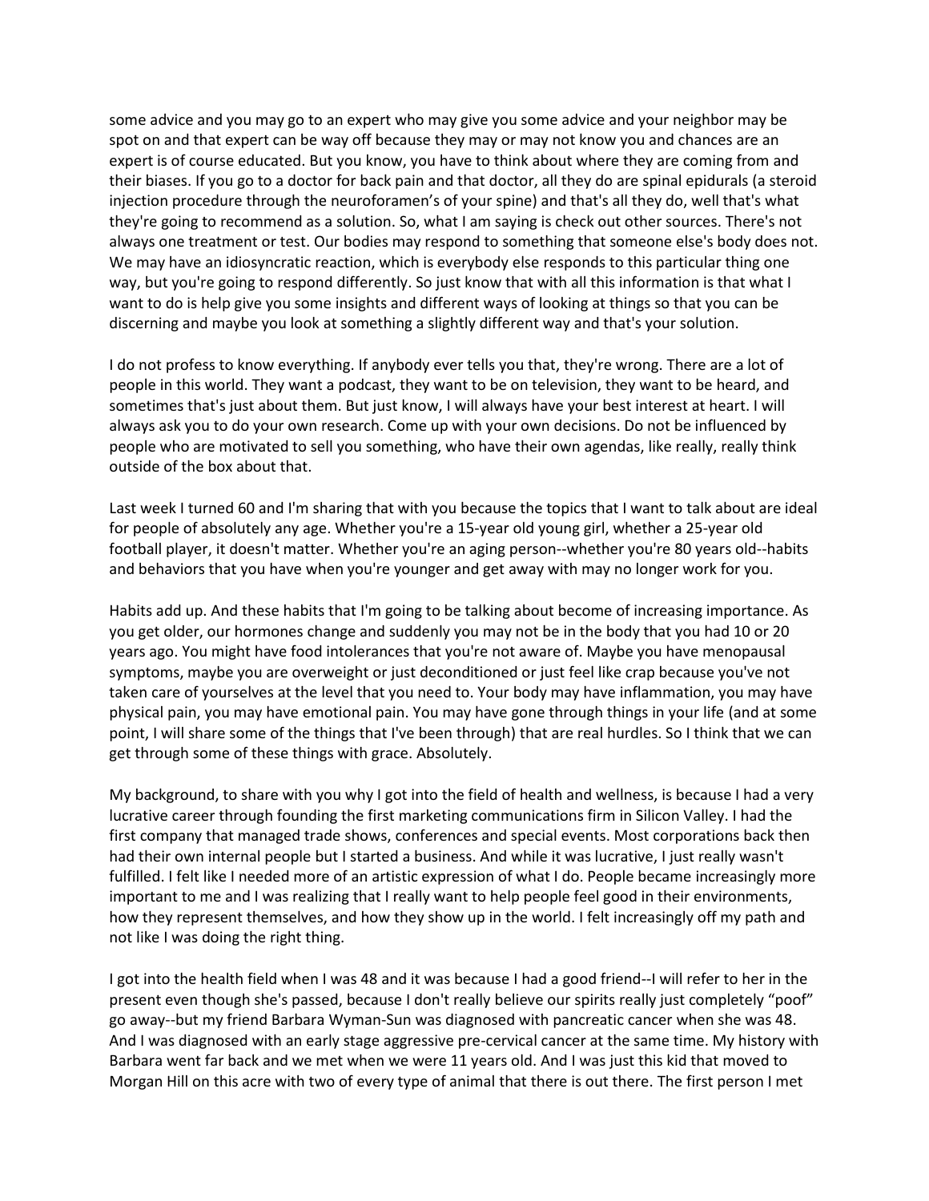some advice and you may go to an expert who may give you some advice and your neighbor may be spot on and that expert can be way off because they may or may not know you and chances are an expert is of course educated. But you know, you have to think about where they are coming from and their biases. If you go to a doctor for back pain and that doctor, all they do are spinal epidurals (a steroid injection procedure through the neuroforamen's of your spine) and that's all they do, well that's what they're going to recommend as a solution. So, what I am saying is check out other sources. There's not always one treatment or test. Our bodies may respond to something that someone else's body does not. We may have an idiosyncratic reaction, which is everybody else responds to this particular thing one way, but you're going to respond differently. So just know that with all this information is that what I want to do is help give you some insights and different ways of looking at things so that you can be discerning and maybe you look at something a slightly different way and that's your solution.

I do not profess to know everything. If anybody ever tells you that, they're wrong. There are a lot of people in this world. They want a podcast, they want to be on television, they want to be heard, and sometimes that's just about them. But just know, I will always have your best interest at heart. I will always ask you to do your own research. Come up with your own decisions. Do not be influenced by people who are motivated to sell you something, who have their own agendas, like really, really think outside of the box about that.

Last week I turned 60 and I'm sharing that with you because the topics that I want to talk about are ideal for people of absolutely any age. Whether you're a 15-year old young girl, whether a 25-year old football player, it doesn't matter. Whether you're an aging person--whether you're 80 years old--habits and behaviors that you have when you're younger and get away with may no longer work for you.

Habits add up. And these habits that I'm going to be talking about become of increasing importance. As you get older, our hormones change and suddenly you may not be in the body that you had 10 or 20 years ago. You might have food intolerances that you're not aware of. Maybe you have menopausal symptoms, maybe you are overweight or just deconditioned or just feel like crap because you've not taken care of yourselves at the level that you need to. Your body may have inflammation, you may have physical pain, you may have emotional pain. You may have gone through things in your life (and at some point, I will share some of the things that I've been through) that are real hurdles. So I think that we can get through some of these things with grace. Absolutely.

My background, to share with you why I got into the field of health and wellness, is because I had a very lucrative career through founding the first marketing communications firm in Silicon Valley. I had the first company that managed trade shows, conferences and special events. Most corporations back then had their own internal people but I started a business. And while it was lucrative, I just really wasn't fulfilled. I felt like I needed more of an artistic expression of what I do. People became increasingly more important to me and I was realizing that I really want to help people feel good in their environments, how they represent themselves, and how they show up in the world. I felt increasingly off my path and not like I was doing the right thing.

I got into the health field when I was 48 and it was because I had a good friend--I will refer to her in the present even though she's passed, because I don't really believe our spirits really just completely "poof" go away--but my friend Barbara Wyman-Sun was diagnosed with pancreatic cancer when she was 48. And I was diagnosed with an early stage aggressive pre-cervical cancer at the same time. My history with Barbara went far back and we met when we were 11 years old. And I was just this kid that moved to Morgan Hill on this acre with two of every type of animal that there is out there. The first person I met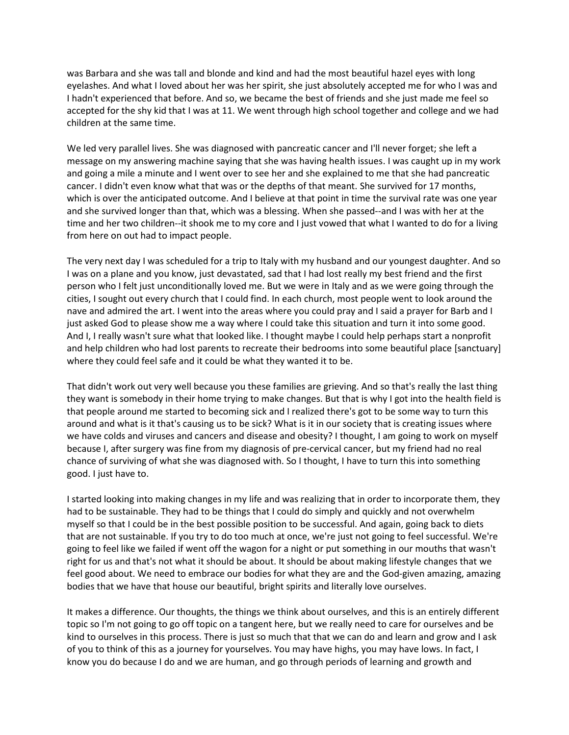was Barbara and she was tall and blonde and kind and had the most beautiful hazel eyes with long eyelashes. And what I loved about her was her spirit, she just absolutely accepted me for who I was and I hadn't experienced that before. And so, we became the best of friends and she just made me feel so accepted for the shy kid that I was at 11. We went through high school together and college and we had children at the same time.

We led very parallel lives. She was diagnosed with pancreatic cancer and I'll never forget; she left a message on my answering machine saying that she was having health issues. I was caught up in my work and going a mile a minute and I went over to see her and she explained to me that she had pancreatic cancer. I didn't even know what that was or the depths of that meant. She survived for 17 months, which is over the anticipated outcome. And I believe at that point in time the survival rate was one year and she survived longer than that, which was a blessing. When she passed--and I was with her at the time and her two children--it shook me to my core and I just vowed that what I wanted to do for a living from here on out had to impact people.

The very next day I was scheduled for a trip to Italy with my husband and our youngest daughter. And so I was on a plane and you know, just devastated, sad that I had lost really my best friend and the first person who I felt just unconditionally loved me. But we were in Italy and as we were going through the cities, I sought out every church that I could find. In each church, most people went to look around the nave and admired the art. I went into the areas where you could pray and I said a prayer for Barb and I just asked God to please show me a way where I could take this situation and turn it into some good. And I, I really wasn't sure what that looked like. I thought maybe I could help perhaps start a nonprofit and help children who had lost parents to recreate their bedrooms into some beautiful place [sanctuary] where they could feel safe and it could be what they wanted it to be.

That didn't work out very well because you these families are grieving. And so that's really the last thing they want is somebody in their home trying to make changes. But that is why I got into the health field is that people around me started to becoming sick and I realized there's got to be some way to turn this around and what is it that's causing us to be sick? What is it in our society that is creating issues where we have colds and viruses and cancers and disease and obesity? I thought, I am going to work on myself because I, after surgery was fine from my diagnosis of pre-cervical cancer, but my friend had no real chance of surviving of what she was diagnosed with. So I thought, I have to turn this into something good. I just have to.

I started looking into making changes in my life and was realizing that in order to incorporate them, they had to be sustainable. They had to be things that I could do simply and quickly and not overwhelm myself so that I could be in the best possible position to be successful. And again, going back to diets that are not sustainable. If you try to do too much at once, we're just not going to feel successful. We're going to feel like we failed if went off the wagon for a night or put something in our mouths that wasn't right for us and that's not what it should be about. It should be about making lifestyle changes that we feel good about. We need to embrace our bodies for what they are and the God-given amazing, amazing bodies that we have that house our beautiful, bright spirits and literally love ourselves.

It makes a difference. Our thoughts, the things we think about ourselves, and this is an entirely different topic so I'm not going to go off topic on a tangent here, but we really need to care for ourselves and be kind to ourselves in this process. There is just so much that that we can do and learn and grow and I ask of you to think of this as a journey for yourselves. You may have highs, you may have lows. In fact, I know you do because I do and we are human, and go through periods of learning and growth and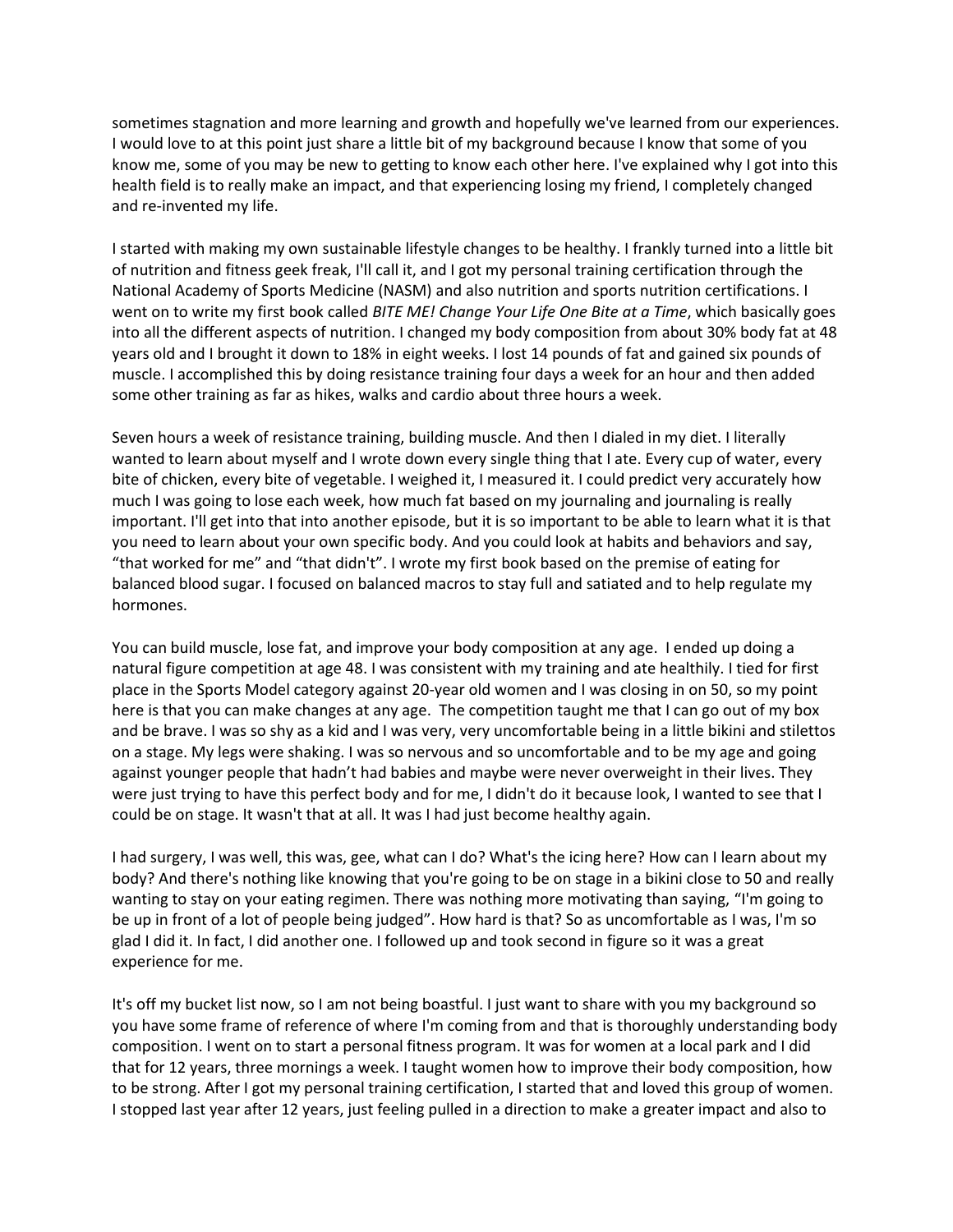sometimes stagnation and more learning and growth and hopefully we've learned from our experiences. I would love to at this point just share a little bit of my background because I know that some of you know me, some of you may be new to getting to know each other here. I've explained why I got into this health field is to really make an impact, and that experiencing losing my friend, I completely changed and re-invented my life.

I started with making my own sustainable lifestyle changes to be healthy. I frankly turned into a little bit of nutrition and fitness geek freak, I'll call it, and I got my personal training certification through the National Academy of Sports Medicine (NASM) and also nutrition and sports nutrition certifications. I went on to write my first book called *BITE ME! Change Your Life One Bite at a Time*, which basically goes into all the different aspects of nutrition. I changed my body composition from about 30% body fat at 48 years old and I brought it down to 18% in eight weeks. I lost 14 pounds of fat and gained six pounds of muscle. I accomplished this by doing resistance training four days a week for an hour and then added some other training as far as hikes, walks and cardio about three hours a week.

Seven hours a week of resistance training, building muscle. And then I dialed in my diet. I literally wanted to learn about myself and I wrote down every single thing that I ate. Every cup of water, every bite of chicken, every bite of vegetable. I weighed it, I measured it. I could predict very accurately how much I was going to lose each week, how much fat based on my journaling and journaling is really important. I'll get into that into another episode, but it is so important to be able to learn what it is that you need to learn about your own specific body. And you could look at habits and behaviors and say, "that worked for me" and "that didn't". I wrote my first book based on the premise of eating for balanced blood sugar. I focused on balanced macros to stay full and satiated and to help regulate my hormones.

You can build muscle, lose fat, and improve your body composition at any age. I ended up doing a natural figure competition at age 48. I was consistent with my training and ate healthily. I tied for first place in the Sports Model category against 20-year old women and I was closing in on 50, so my point here is that you can make changes at any age. The competition taught me that I can go out of my box and be brave. I was so shy as a kid and I was very, very uncomfortable being in a little bikini and stilettos on a stage. My legs were shaking. I was so nervous and so uncomfortable and to be my age and going against younger people that hadn't had babies and maybe were never overweight in their lives. They were just trying to have this perfect body and for me, I didn't do it because look, I wanted to see that I could be on stage. It wasn't that at all. It was I had just become healthy again.

I had surgery, I was well, this was, gee, what can I do? What's the icing here? How can I learn about my body? And there's nothing like knowing that you're going to be on stage in a bikini close to 50 and really wanting to stay on your eating regimen. There was nothing more motivating than saying, "I'm going to be up in front of a lot of people being judged". How hard is that? So as uncomfortable as I was, I'm so glad I did it. In fact, I did another one. I followed up and took second in figure so it was a great experience for me.

It's off my bucket list now, so I am not being boastful. I just want to share with you my background so you have some frame of reference of where I'm coming from and that is thoroughly understanding body composition. I went on to start a personal fitness program. It was for women at a local park and I did that for 12 years, three mornings a week. I taught women how to improve their body composition, how to be strong. After I got my personal training certification, I started that and loved this group of women. I stopped last year after 12 years, just feeling pulled in a direction to make a greater impact and also to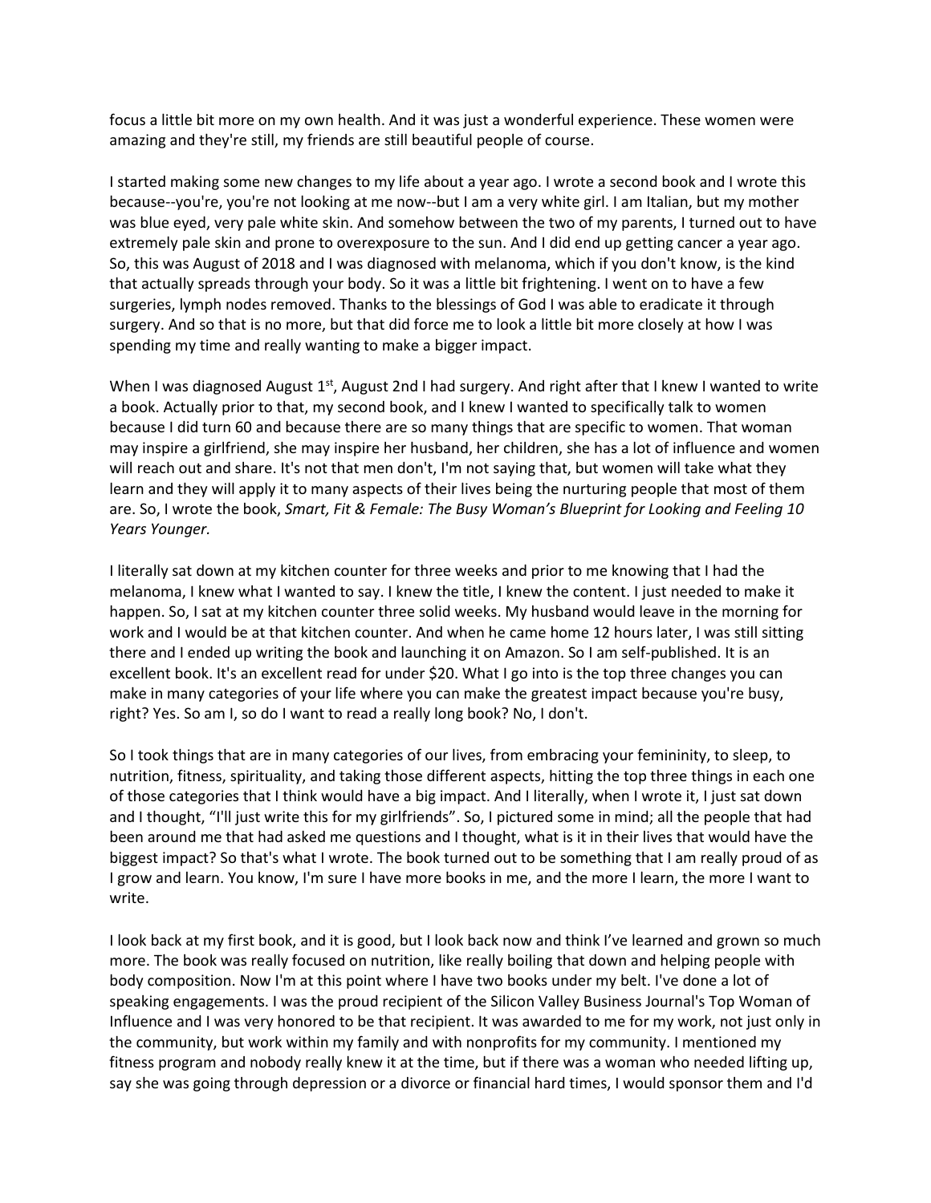focus a little bit more on my own health. And it was just a wonderful experience. These women were amazing and they're still, my friends are still beautiful people of course.

I started making some new changes to my life about a year ago. I wrote a second book and I wrote this because--you're, you're not looking at me now--but I am a very white girl. I am Italian, but my mother was blue eyed, very pale white skin. And somehow between the two of my parents, I turned out to have extremely pale skin and prone to overexposure to the sun. And I did end up getting cancer a year ago. So, this was August of 2018 and I was diagnosed with melanoma, which if you don't know, is the kind that actually spreads through your body. So it was a little bit frightening. I went on to have a few surgeries, lymph nodes removed. Thanks to the blessings of God I was able to eradicate it through surgery. And so that is no more, but that did force me to look a little bit more closely at how I was spending my time and really wanting to make a bigger impact.

When I was diagnosed August 1st, August 2nd I had surgery. And right after that I knew I wanted to write a book. Actually prior to that, my second book, and I knew I wanted to specifically talk to women because I did turn 60 and because there are so many things that are specific to women. That woman may inspire a girlfriend, she may inspire her husband, her children, she has a lot of influence and women will reach out and share. It's not that men don't, I'm not saying that, but women will take what they learn and they will apply it to many aspects of their lives being the nurturing people that most of them are. So, I wrote the book, *Smart, Fit & Female: The Busy Woman's Blueprint for Looking and Feeling 10 Years Younger.*

I literally sat down at my kitchen counter for three weeks and prior to me knowing that I had the melanoma, I knew what I wanted to say. I knew the title, I knew the content. I just needed to make it happen. So, I sat at my kitchen counter three solid weeks. My husband would leave in the morning for work and I would be at that kitchen counter. And when he came home 12 hours later, I was still sitting there and I ended up writing the book and launching it on Amazon. So I am self-published. It is an excellent book. It's an excellent read for under $20. What I go into is the top three changes you can make in many categories of your life where you can make the greatest impact because you're busy, right? Yes. So am I, so do I want to read a really long book? No, I don't.

So I took things that are in many categories of our lives, from embracing your femininity, to sleep, to nutrition, fitness, spirituality, and taking those different aspects, hitting the top three things in each one of those categories that I think would have a big impact. And I literally, when I wrote it, I just sat down and I thought, "I'll just write this for my girlfriends". So, I pictured some in mind; all the people that had been around me that had asked me questions and I thought, what is it in their lives that would have the biggest impact? So that's what I wrote. The book turned out to be something that I am really proud of as I grow and learn. You know, I'm sure I have more books in me, and the more I learn, the more I want to write.

I look back at my first book, and it is good, but I look back now and think I've learned and grown so much more. The book was really focused on nutrition, like really boiling that down and helping people with body composition. Now I'm at this point where I have two books under my belt. I've done a lot of speaking engagements. I was the proud recipient of the Silicon Valley Business Journal's Top Woman of Influence and I was very honored to be that recipient. It was awarded to me for my work, not just only in the community, but work within my family and with nonprofits for my community. I mentioned my fitness program and nobody really knew it at the time, but if there was a woman who needed lifting up, say she was going through depression or a divorce or financial hard times, I would sponsor them and I'd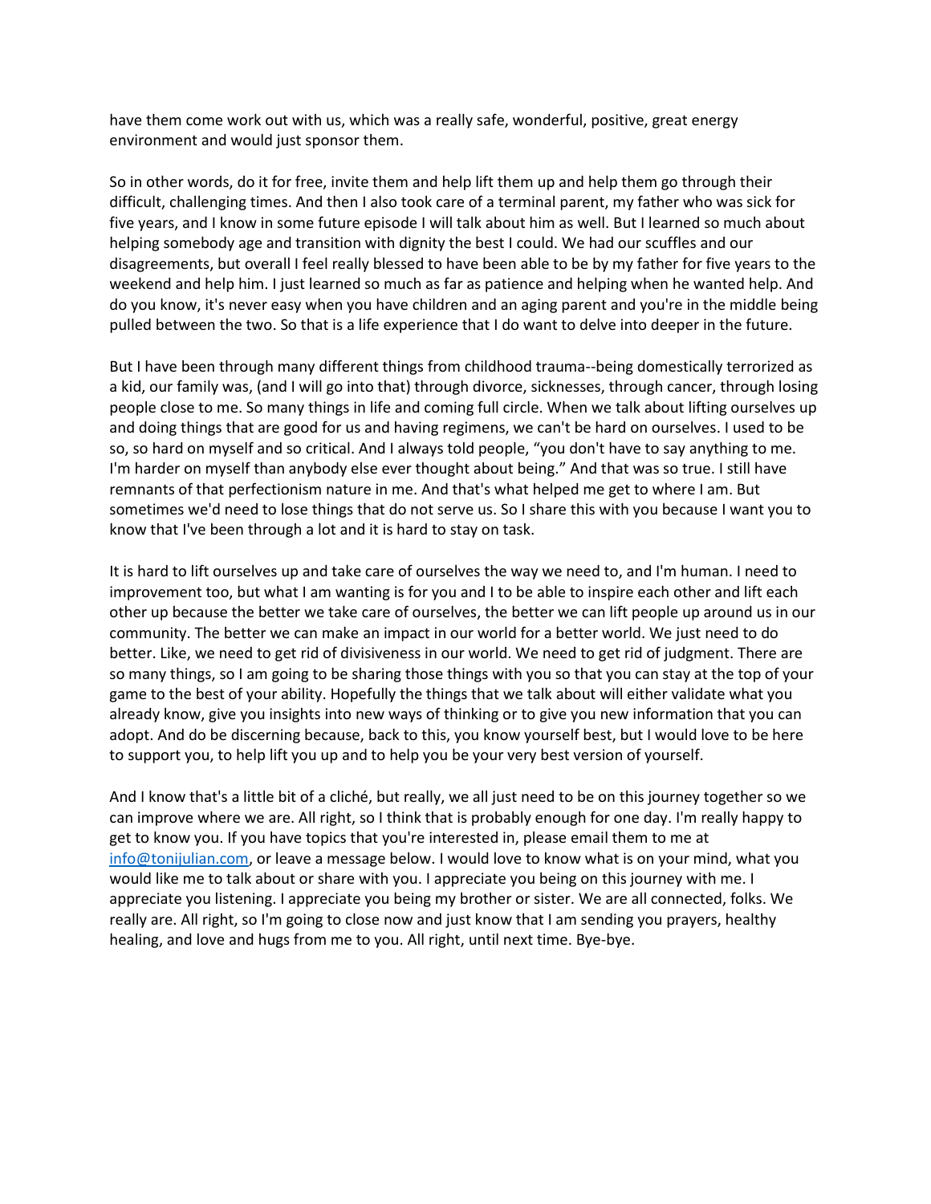have them come work out with us, which was a really safe, wonderful, positive, great energy environment and would just sponsor them.

So in other words, do it for free, invite them and help lift them up and help them go through their difficult, challenging times. And then I also took care of a terminal parent, my father who was sick for five years, and I know in some future episode I will talk about him as well. But I learned so much about helping somebody age and transition with dignity the best I could. We had our scuffles and our disagreements, but overall I feel really blessed to have been able to be by my father for five years to the weekend and help him. I just learned so much as far as patience and helping when he wanted help. And do you know, it's never easy when you have children and an aging parent and you're in the middle being pulled between the two. So that is a life experience that I do want to delve into deeper in the future.

But I have been through many different things from childhood trauma--being domestically terrorized as a kid, our family was, (and I will go into that) through divorce, sicknesses, through cancer, through losing people close to me. So many things in life and coming full circle. When we talk about lifting ourselves up and doing things that are good for us and having regimens, we can't be hard on ourselves. I used to be so, so hard on myself and so critical. And I always told people, "you don't have to say anything to me. I'm harder on myself than anybody else ever thought about being." And that was so true. I still have remnants of that perfectionism nature in me. And that's what helped me get to where I am. But sometimes we'd need to lose things that do not serve us. So I share this with you because I want you to know that I've been through a lot and it is hard to stay on task.

It is hard to lift ourselves up and take care of ourselves the way we need to, and I'm human. I need to improvement too, but what I am wanting is for you and I to be able to inspire each other and lift each other up because the better we take care of ourselves, the better we can lift people up around us in our community. The better we can make an impact in our world for a better world. We just need to do better. Like, we need to get rid of divisiveness in our world. We need to get rid of judgment. There are so many things, so I am going to be sharing those things with you so that you can stay at the top of your game to the best of your ability. Hopefully the things that we talk about will either validate what you already know, give you insights into new ways of thinking or to give you new information that you can adopt. And do be discerning because, back to this, you know yourself best, but I would love to be here to support you, to help lift you up and to help you be your very best version of yourself.

And I know that's a little bit of a cliché, but really, we all just need to be on this journey together so we can improve where we are. All right, so I think that is probably enough for one day. I'm really happy to get to know you. If you have topics that you're interested in, please email them to me at [info@tonijulian.com](mailto:info@tonijulian.com), or leave a message below. I would love to know what is on your mind, what you would like me to talk about or share with you. I appreciate you being on this journey with me. I appreciate you listening. I appreciate you being my brother or sister. We are all connected, folks. We really are. All right, so I'm going to close now and just know that I am sending you prayers, healthy healing, and love and hugs from me to you. All right, until next time. Bye-bye.